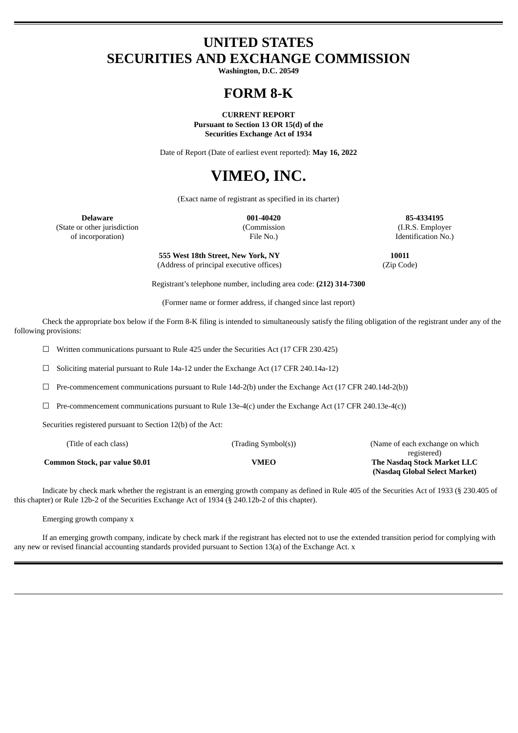# UNITED STATES
# SECURITIES AND EXCHANGE COMMISSION

**Washington, D.C. 20549**

# FORM 8-K

**CURRENT REPORT**
**Pursuant to Section 13 OR 15(d) of the**
**Securities Exchange Act of 1934**

Date of Report (Date of earliest event reported): **May 16, 2022**

# VIMEO, INC.

(Exact name of registrant as specified in its charter)

| **Delaware** | **001-40420** | **85-4334195** |
|---|---|---|
| (State or other jurisdiction of incorporation) | (Commission File No.) | (I.R.S. Employer Identification No.) |

| **555 West 18th Street, New York, NY** | **10011** |
|---|---|
| (Address of principal executive offices) | (Zip Code) |

Registrant's telephone number, including area code: **(212) 314-7300**

(Former name or former address, if changed since last report)

Check the appropriate box below if the Form 8-K filing is intended to simultaneously satisfy the filing obligation of the registrant under any of the following provisions:

☐ Written communications pursuant to Rule 425 under the Securities Act (17 CFR 230.425)

☐ Soliciting material pursuant to Rule 14a-12 under the Exchange Act (17 CFR 240.14a-12)

☐ Pre-commencement communications pursuant to Rule 14d-2(b) under the Exchange Act (17 CFR 240.14d-2(b))

☐ Pre-commencement communications pursuant to Rule 13e-4(c) under the Exchange Act (17 CFR 240.13e-4(c))

Securities registered pursuant to Section 12(b) of the Act:

| (Title of each class) | (Trading Symbol(s)) | (Name of each exchange on which registered) |
|---|---|---|
| **Common Stock, par value $0.01** | **VMEO** | **The Nasdaq Stock Market LLC (Nasdaq Global Select Market)** |

Indicate by check mark whether the registrant is an emerging growth company as defined in Rule 405 of the Securities Act of 1933 (§ 230.405 of this chapter) or Rule 12b-2 of the Securities Exchange Act of 1934 (§ 240.12b-2 of this chapter).

Emerging growth company x

If an emerging growth company, indicate by check mark if the registrant has elected not to use the extended transition period for complying with any new or revised financial accounting standards provided pursuant to Section 13(a) of the Exchange Act. x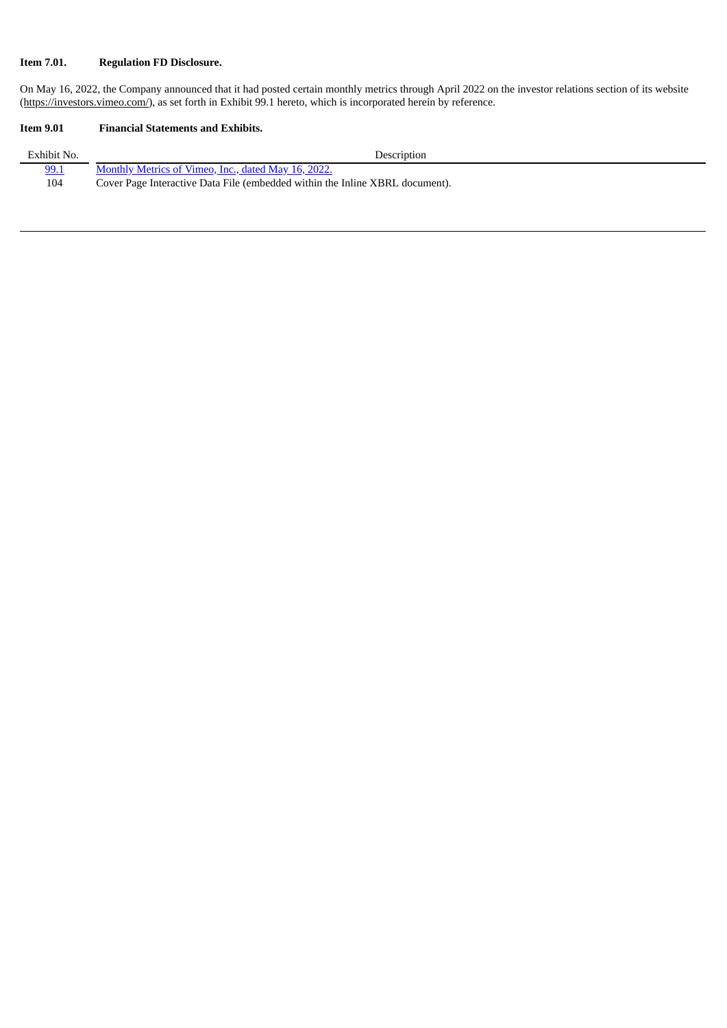**Item 7.01. Regulation FD Disclosure.**

On May 16, 2022, the Company announced that it had posted certain monthly metrics through April 2022 on the investor relations section of its website (https://investors.vimeo.com/), as set forth in Exhibit 99.1 hereto, which is incorporated herein by reference.

**Item 9.01 Financial Statements and Exhibits.**

| Exhibit No. | Description |
|---|---|
| 99.1 | Monthly Metrics of Vimeo, Inc., dated May 16, 2022. |
| 104 | Cover Page Interactive Data File (embedded within the Inline XBRL document). |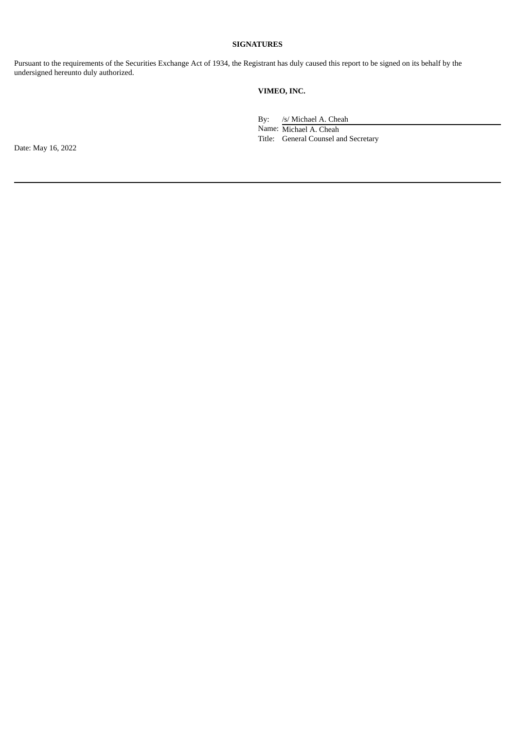**SIGNATURES**

Pursuant to the requirements of the Securities Exchange Act of 1934, the Registrant has duly caused this report to be signed on its behalf by the undersigned hereunto duly authorized.

**VIMEO, INC.**

By: /s/ Michael A. Cheah
Name: Michael A. Cheah
Title: General Counsel and Secretary

Date: May 16, 2022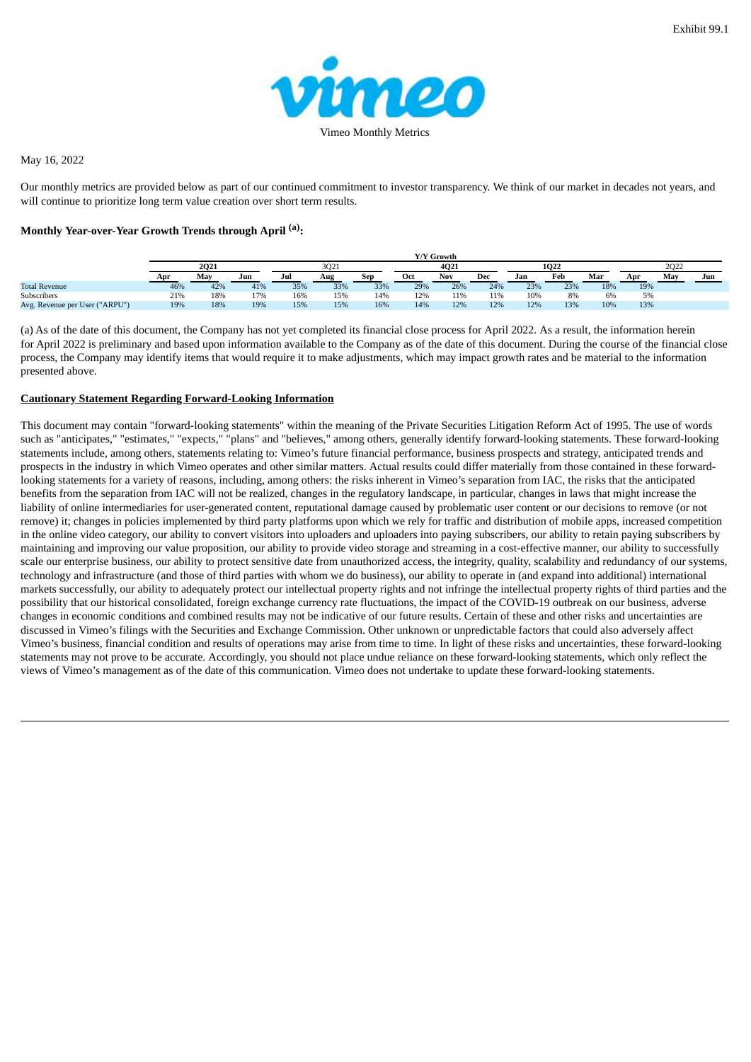Exhibit 99.1

Vimeo Monthly Metrics

May 16, 2022

Our monthly metrics are provided below as part of our continued commitment to investor transparency. We think of our market in decades not years, and will continue to prioritize long term value creation over short term results.

### Monthly Year-over-Year Growth Trends through April [(a)]:

| | Y/Y Growth | | | | | | | | | | | | | | |
|---|---|---|---|---|---|---|---|---|---|---|---|---|---|---|---|
| | 2Q21 | | | 3Q21 | | | 4Q21 | | | 1Q22 | | | 2Q22 | | |
| | Apr | May | Jun | Jul | Aug | Sep | Oct | Nov | Dec | Jan | Feb | Mar | Apr | May | Jun |
| Total Revenue | 46% | 42% | 41% | 35% | 33% | 33% | 29% | 26% | 24% | 23% | 23% | 18% | 19% | | |
| Subscribers | 21% | 18% | 17% | 16% | 15% | 14% | 12% | 11% | 11% | 10% | 8% | 6% | 5% | | |
| Avg. Revenue per User ("ARPU") | 19% | 18% | 19% | 15% | 15% | 16% | 14% | 12% | 12% | 12% | 13% | 10% | 13% | | |

(a) As of the date of this document, the Company has not yet completed its financial close process for April 2022. As a result, the information herein for April 2022 is preliminary and based upon information available to the Company as of the date of this document. During the course of the financial close process, the Company may identify items that would require it to make adjustments, which may impact growth rates and be material to the information presented above.

**Cautionary Statement Regarding Forward-Looking Information**

This document may contain "forward-looking statements" within the meaning of the Private Securities Litigation Reform Act of 1995. The use of words such as "anticipates," "estimates," "expects," "plans" and "believes," among others, generally identify forward-looking statements. These forward-looking statements include, among others, statements relating to: Vimeo's future financial performance, business prospects and strategy, anticipated trends and prospects in the industry in which Vimeo operates and other similar matters. Actual results could differ materially from those contained in these forward-looking statements for a variety of reasons, including, among others: the risks inherent in Vimeo's separation from IAC, the risks that the anticipated benefits from the separation from IAC will not be realized, changes in the regulatory landscape, in particular, changes in laws that might increase the liability of online intermediaries for user-generated content, reputational damage caused by problematic user content or our decisions to remove (or not remove) it; changes in policies implemented by third party platforms upon which we rely for traffic and distribution of mobile apps, increased competition in the online video category, our ability to convert visitors into uploaders and uploaders into paying subscribers, our ability to retain paying subscribers by maintaining and improving our value proposition, our ability to provide video storage and streaming in a cost-effective manner, our ability to successfully scale our enterprise business, our ability to protect sensitive date from unauthorized access, the integrity, quality, scalability and redundancy of our systems, technology and infrastructure (and those of third parties with whom we do business), our ability to operate in (and expand into additional) international markets successfully, our ability to adequately protect our intellectual property rights and not infringe the intellectual property rights of third parties and the possibility that our historical consolidated, foreign exchange currency rate fluctuations, the impact of the COVID-19 outbreak on our business, adverse changes in economic conditions and combined results may not be indicative of our future results. Certain of these and other risks and uncertainties are discussed in Vimeo's filings with the Securities and Exchange Commission. Other unknown or unpredictable factors that could also adversely affect Vimeo's business, financial condition and results of operations may arise from time to time. In light of these risks and uncertainties, these forward-looking statements may not prove to be accurate. Accordingly, you should not place undue reliance on these forward-looking statements, which only reflect the views of Vimeo's management as of the date of this communication. Vimeo does not undertake to update these forward-looking statements.